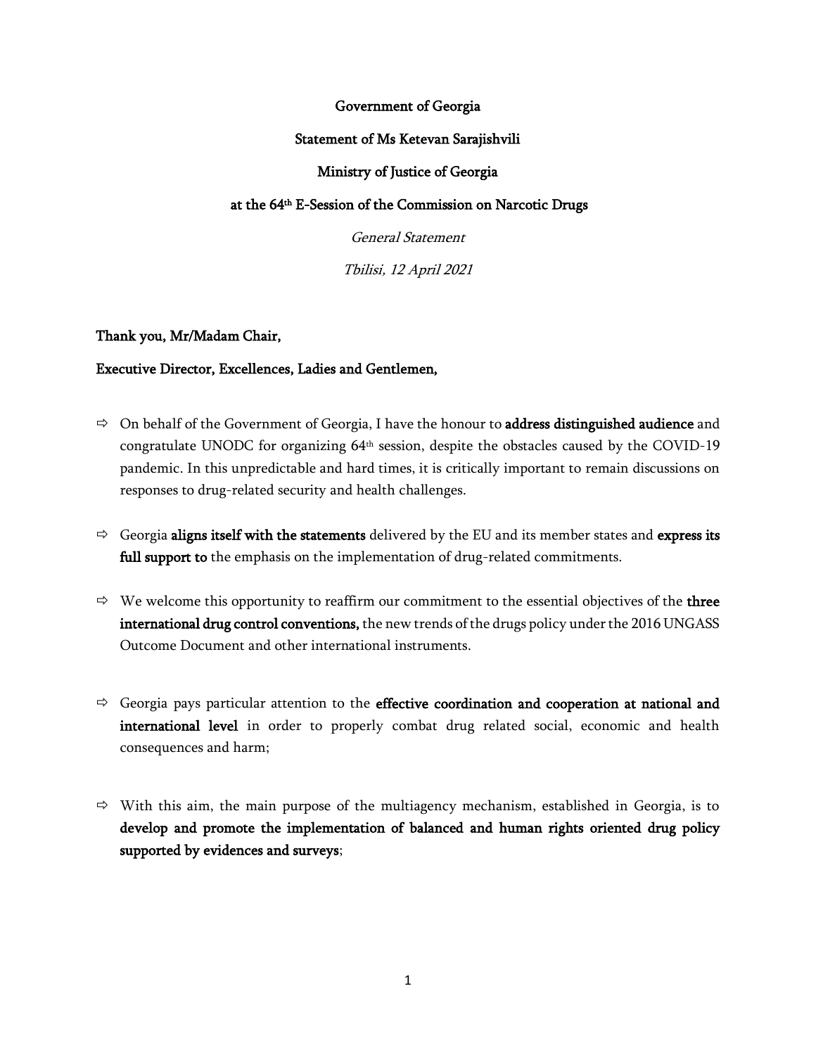**Government of Georgia**

**Statement of Ms Ketevan Sarajishvili**

**Ministry of Justice of Georgia**

**at the 64th E-Session of the Commission on Narcotic Drugs**

*General Statement*

*Tbilisi, 12 April 2021*

**Thank you, Mr/Madam Chair,**

**Executive Director, Excellences, Ladies and Gentlemen,**

⇨ On behalf of the Government of Georgia, I have the honour to **address distinguished audience** and congratulate UNODC for organizing 64th session, despite the obstacles caused by the COVID-19 pandemic. In this unpredictable and hard times, it is critically important to remain discussions on responses to drug-related security and health challenges.

⇨ Georgia **aligns itself with the statements** delivered by the EU and its member states and **express its full support to** the emphasis on the implementation of drug-related commitments.

⇨ We welcome this opportunity to reaffirm our commitment to the essential objectives of the **three international drug control conventions,** the new trends of the drugs policy under the 2016 UNGASS Outcome Document and other international instruments.

⇨ Georgia pays particular attention to the **effective coordination and cooperation at national and international level** in order to properly combat drug related social, economic and health consequences and harm;

⇨ With this aim, the main purpose of the multiagency mechanism, established in Georgia, is to **develop and promote the implementation of balanced and human rights oriented drug policy supported by evidences and surveys**;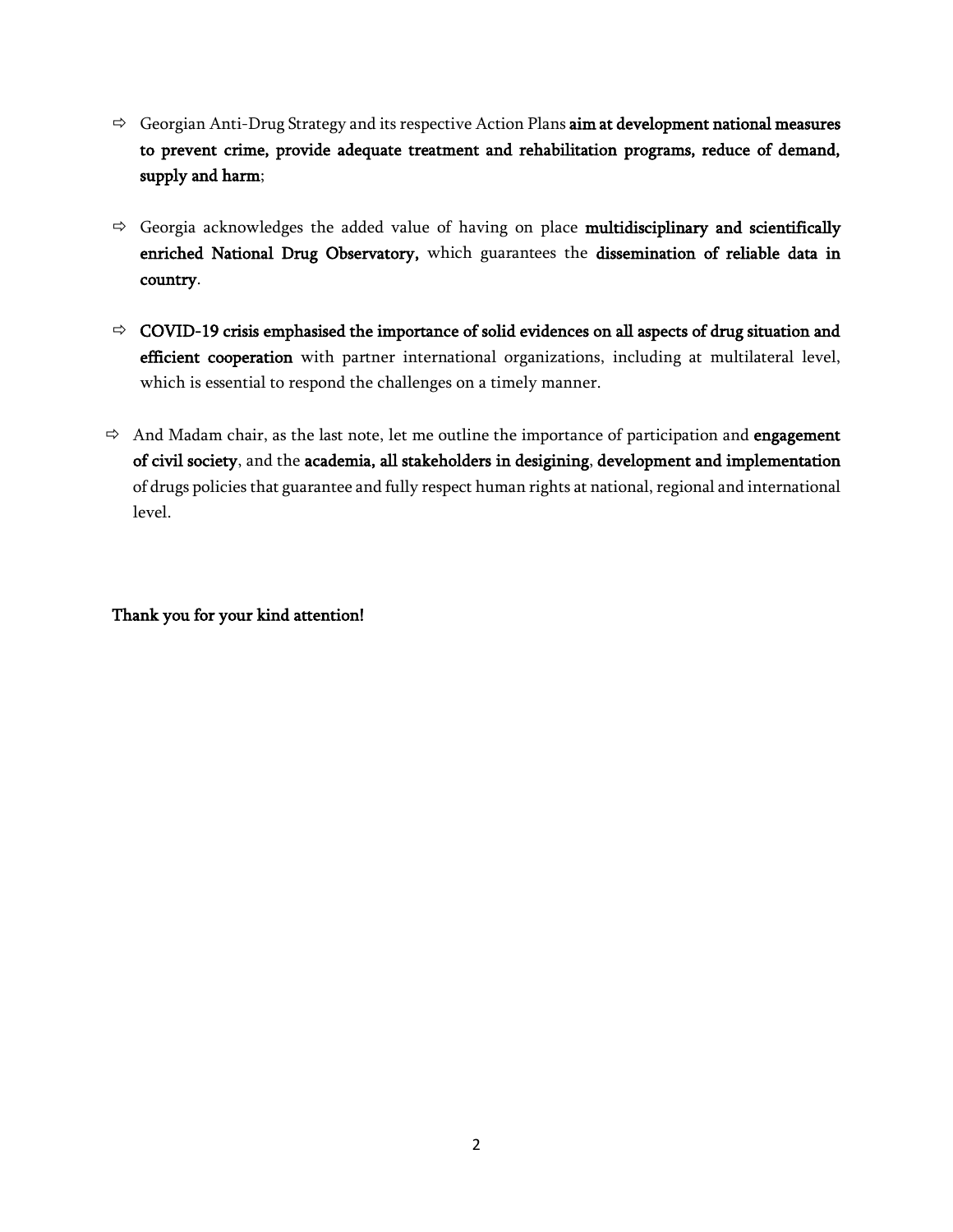- ⇨ Georgian Anti-Drug Strategy and its respective Action Plans **aim at development national measures to prevent crime, provide adequate treatment and rehabilitation programs, reduce of demand, supply and harm**;

- ⇨ Georgia acknowledges the added value of having on place **multidisciplinary and scientifically enriched National Drug Observatory,** which guarantees the **dissemination of reliable data in country**.

- ⇨ **COVID-19 crisis emphasised the importance of solid evidences on all aspects of drug situation and efficient cooperation** with partner international organizations, including at multilateral level, which is essential to respond the challenges on a timely manner.

- ⇨ And Madam chair, as the last note, let me outline the importance of participation and **engagement of civil society**, and the **academia, all stakeholders in desigining**, **development and implementation** of drugs policies that guarantee and fully respect human rights at national, regional and international level.

**Thank you for your kind attention!**